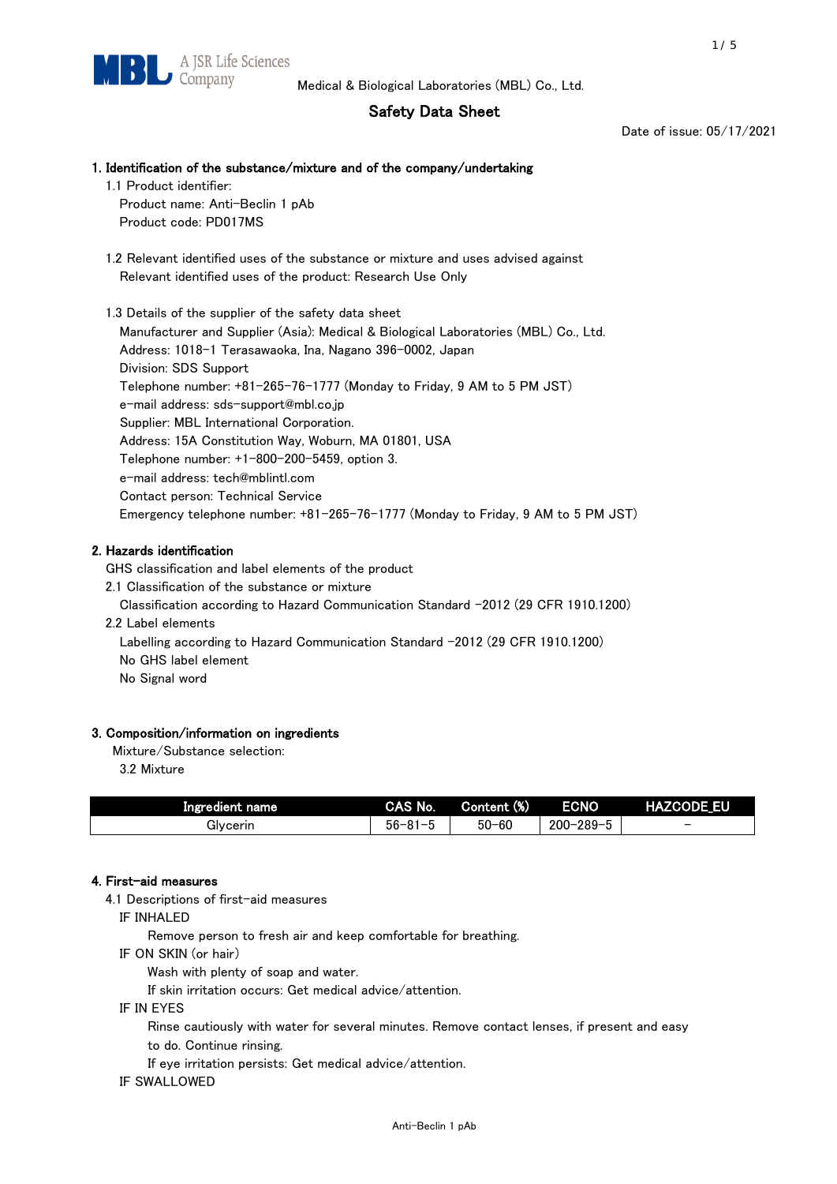MBL A JSR Life Sciences Company

Medical & Biological Laboratories (MBL) Co., Ltd.

# Safety Data Sheet

Date of issue: 05/17/2021

## 1. Identification of the substance/mixture and of the company/undertaking

1.1 Product identifier:

Product name: Anti-Beclin 1 pAb

Product code: PD017MS

1.2 Relevant identified uses of the substance or mixture and uses advised against

Relevant identified uses of the product: Research Use Only

1.3 Details of the supplier of the safety data sheet

Manufacturer and Supplier (Asia): Medical & Biological Laboratories (MBL) Co., Ltd.

Address: 1018-1 Terasawaoka, Ina, Nagano 396-0002, Japan

Division: SDS Support

Telephone number: +81-265-76-1777 (Monday to Friday, 9 AM to 5 PM JST)

e-mail address: sds-support@mbl.co.jp

Supplier: MBL International Corporation.

Address: 15A Constitution Way, Woburn, MA 01801, USA

Telephone number: +1-800-200-5459, option 3.

e-mail address: tech@mblintl.com

Contact person: Technical Service

Emergency telephone number: +81-265-76-1777 (Monday to Friday, 9 AM to 5 PM JST)

## 2. Hazards identification

GHS classification and label elements of the product

2.1 Classification of the substance or mixture

Classification according to Hazard Communication Standard -2012 (29 CFR 1910.1200)

2.2 Label elements

Labelling according to Hazard Communication Standard -2012 (29 CFR 1910.1200)

No GHS label element

No Signal word

## 3. Composition/information on ingredients

Mixture/Substance selection:

3.2 Mixture

| Ingredient name | CAS No. | Content (%) | ECNO | HAZCODE_EU |
|---|---|---|---|---|
| Glycerin | 56-81-5 | 50-60 | 200-289-5 | - |

## 4. First-aid measures

4.1 Descriptions of first-aid measures

IF INHALED

Remove person to fresh air and keep comfortable for breathing.

IF ON SKIN (or hair)

Wash with plenty of soap and water.

If skin irritation occurs: Get medical advice/attention.

IF IN EYES

Rinse cautiously with water for several minutes. Remove contact lenses, if present and easy to do. Continue rinsing.

If eye irritation persists: Get medical advice/attention.

IF SWALLOWED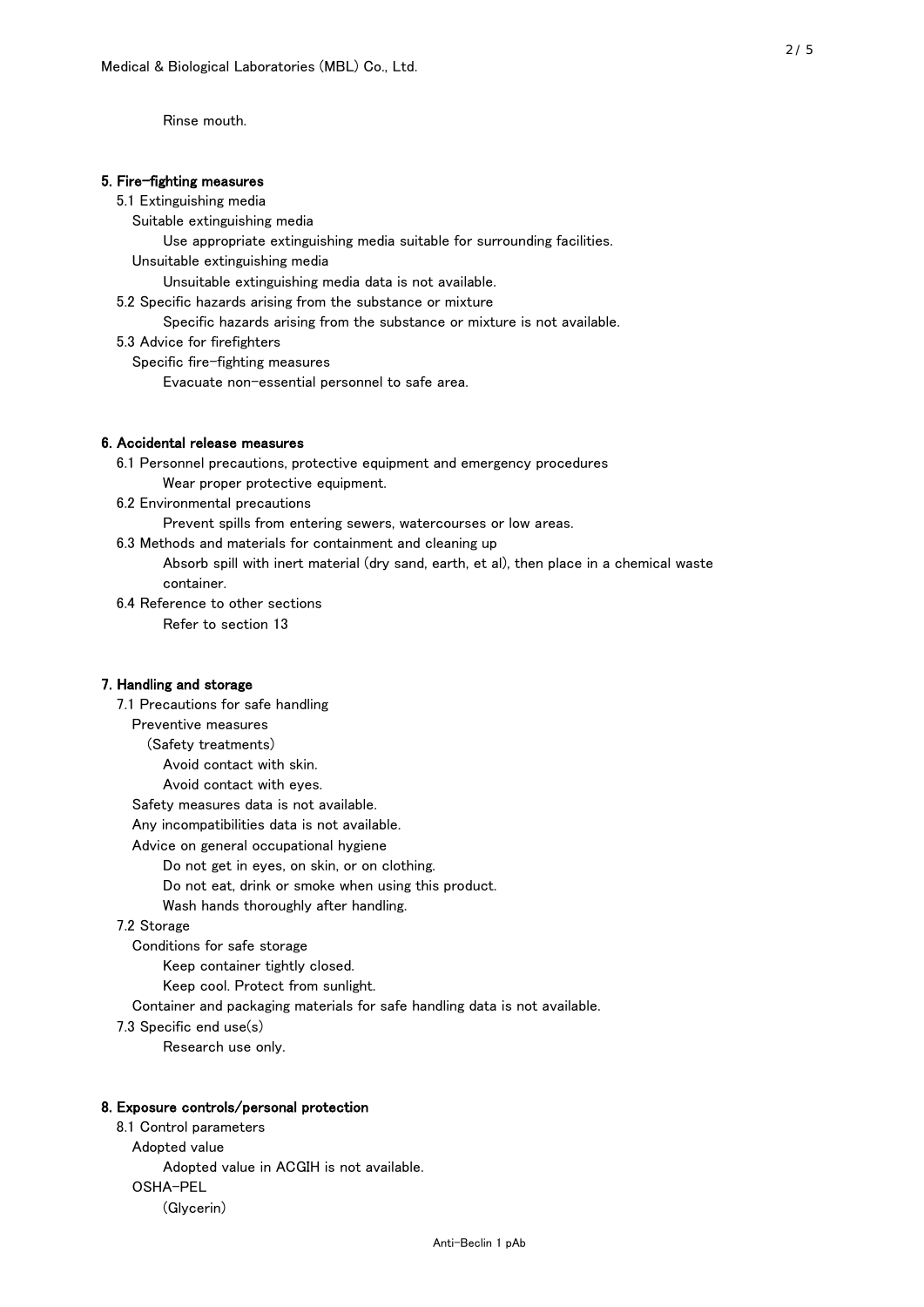Rinse mouth.

## 5. Fire-fighting measures

5.1 Extinguishing media

Suitable extinguishing media

Use appropriate extinguishing media suitable for surrounding facilities.

Unsuitable extinguishing media

Unsuitable extinguishing media data is not available.

5.2 Specific hazards arising from the substance or mixture

Specific hazards arising from the substance or mixture is not available.

5.3 Advice for firefighters

Specific fire-fighting measures

Evacuate non-essential personnel to safe area.

## 6. Accidental release measures

6.1 Personnel precautions, protective equipment and emergency procedures

Wear proper protective equipment.

6.2 Environmental precautions

Prevent spills from entering sewers, watercourses or low areas.

6.3 Methods and materials for containment and cleaning up

Absorb spill with inert material (dry sand, earth, et al), then place in a chemical waste container.

6.4 Reference to other sections

Refer to section 13

## 7. Handling and storage

7.1 Precautions for safe handling

Preventive measures

(Safety treatments)

Avoid contact with skin.

Avoid contact with eyes.

Safety measures data is not available.

Any incompatibilities data is not available.

Advice on general occupational hygiene

Do not get in eyes, on skin, or on clothing.

Do not eat, drink or smoke when using this product.

Wash hands thoroughly after handling.

7.2 Storage

Conditions for safe storage

Keep container tightly closed.

Keep cool. Protect from sunlight.

Container and packaging materials for safe handling data is not available.

7.3 Specific end use(s)

Research use only.

## 8. Exposure controls/personal protection

8.1 Control parameters

Adopted value

Adopted value in ACGIH is not available.

OSHA-PEL

(Glycerin)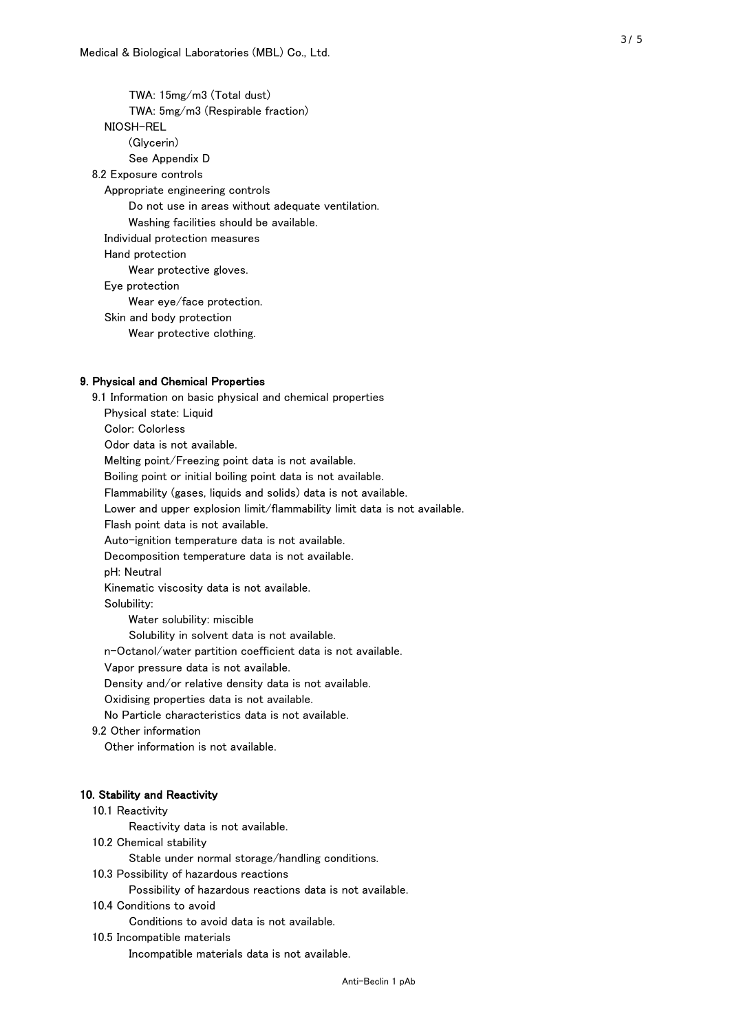TWA: 15mg/m3 (Total dust)

TWA: 5mg/m3 (Respirable fraction)

NIOSH-REL

(Glycerin)

See Appendix D

8.2 Exposure controls

Appropriate engineering controls

Do not use in areas without adequate ventilation.

Washing facilities should be available.

Individual protection measures

Hand protection

Wear protective gloves.

Eye protection

Wear eye/face protection.

Skin and body protection

Wear protective clothing.

## 9. Physical and Chemical Properties

9.1 Information on basic physical and chemical properties

Physical state: Liquid

Color: Colorless

Odor data is not available.

Melting point/Freezing point data is not available.

Boiling point or initial boiling point data is not available.

Flammability (gases, liquids and solids) data is not available.

Lower and upper explosion limit/flammability limit data is not available.

Flash point data is not available.

Auto-ignition temperature data is not available.

Decomposition temperature data is not available.

pH: Neutral

Kinematic viscosity data is not available.

Solubility:

Water solubility: miscible

Solubility in solvent data is not available.

n-Octanol/water partition coefficient data is not available.

Vapor pressure data is not available.

Density and/or relative density data is not available.

Oxidising properties data is not available.

No Particle characteristics data is not available.

9.2 Other information

Other information is not available.

## 10. Stability and Reactivity

10.1 Reactivity

Reactivity data is not available.

10.2 Chemical stability

Stable under normal storage/handling conditions.

10.3 Possibility of hazardous reactions

Possibility of hazardous reactions data is not available.

10.4 Conditions to avoid

Conditions to avoid data is not available.

10.5 Incompatible materials

Incompatible materials data is not available.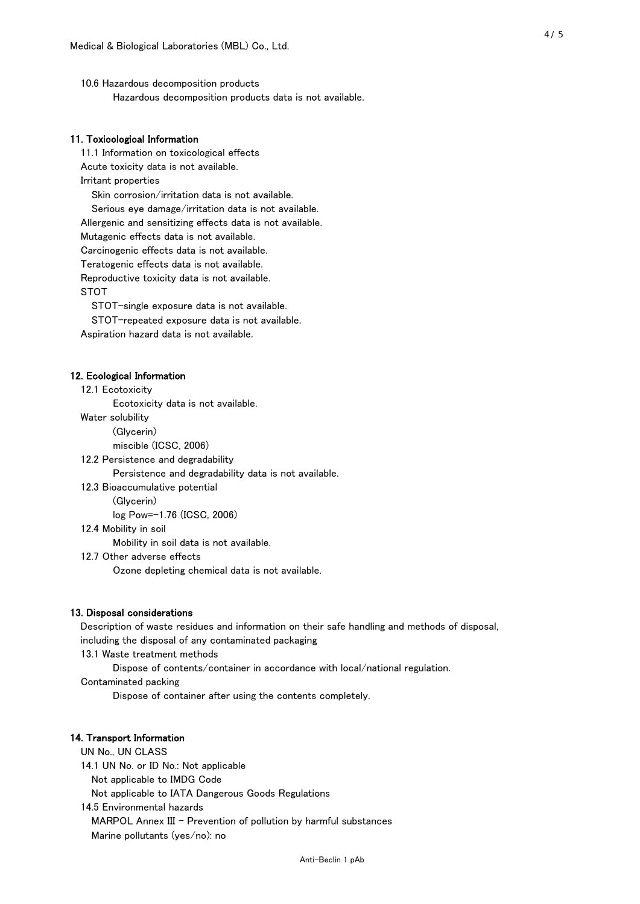10.6 Hazardous decomposition products

Hazardous decomposition products data is not available.

## 11. Toxicological Information

11.1 Information on toxicological effects

Acute toxicity data is not available.

Irritant properties

Skin corrosion/irritation data is not available.

Serious eye damage/irritation data is not available.

Allergenic and sensitizing effects data is not available.

Mutagenic effects data is not available.

Carcinogenic effects data is not available.

Teratogenic effects data is not available.

Reproductive toxicity data is not available.

STOT

STOT-single exposure data is not available.

STOT-repeated exposure data is not available.

Aspiration hazard data is not available.

## 12. Ecological Information

12.1 Ecotoxicity

Ecotoxicity data is not available.

Water solubility

(Glycerin)

miscible (ICSC, 2006)

12.2 Persistence and degradability

Persistence and degradability data is not available.

12.3 Bioaccumulative potential

(Glycerin)

log Pow=-1.76 (ICSC, 2006)

12.4 Mobility in soil

Mobility in soil data is not available.

12.7 Other adverse effects

Ozone depleting chemical data is not available.

## 13. Disposal considerations

Description of waste residues and information on their safe handling and methods of disposal, including the disposal of any contaminated packaging

13.1 Waste treatment methods

Dispose of contents/container in accordance with local/national regulation.

Contaminated packing

Dispose of container after using the contents completely.

## 14. Transport Information

UN No., UN CLASS

14.1 UN No. or ID No.: Not applicable

Not applicable to IMDG Code

Not applicable to IATA Dangerous Goods Regulations

14.5 Environmental hazards

MARPOL Annex III - Prevention of pollution by harmful substances

Marine pollutants (yes/no): no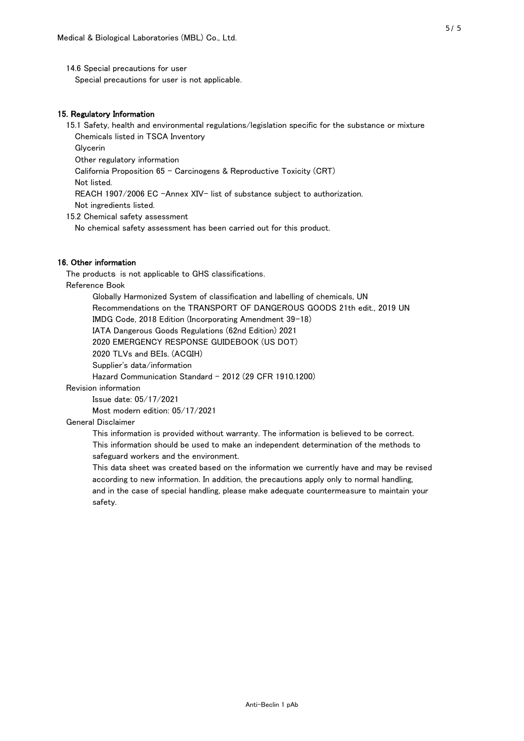14.6 Special precautions for user

Special precautions for user is not applicable.

## 15. Regulatory Information

15.1 Safety, health and environmental regulations/legislation specific for the substance or mixture

Chemicals listed in TSCA Inventory

Glycerin

Other regulatory information

California Proposition 65 - Carcinogens & Reproductive Toxicity (CRT)

Not listed.

REACH 1907/2006 EC -Annex XIV- list of substance subject to authorization.

Not ingredients listed.

15.2 Chemical safety assessment

No chemical safety assessment has been carried out for this product.

## 16. Other information

The products is not applicable to GHS classifications.

Reference Book

Globally Harmonized System of classification and labelling of chemicals, UN

Recommendations on the TRANSPORT OF DANGEROUS GOODS 21th edit., 2019 UN

IMDG Code, 2018 Edition (Incorporating Amendment 39-18)

IATA Dangerous Goods Regulations (62nd Edition) 2021

2020 EMERGENCY RESPONSE GUIDEBOOK (US DOT)

2020 TLVs and BEIs. (ACGIH)

Supplier's data/information

Hazard Communication Standard - 2012 (29 CFR 1910.1200)

Revision information

Issue date: 05/17/2021

Most modern edition: 05/17/2021

General Disclaimer

This information is provided without warranty. The information is believed to be correct. This information should be used to make an independent determination of the methods to safeguard workers and the environment.

This data sheet was created based on the information we currently have and may be revised according to new information. In addition, the precautions apply only to normal handling, and in the case of special handling, please make adequate countermeasure to maintain your safety.